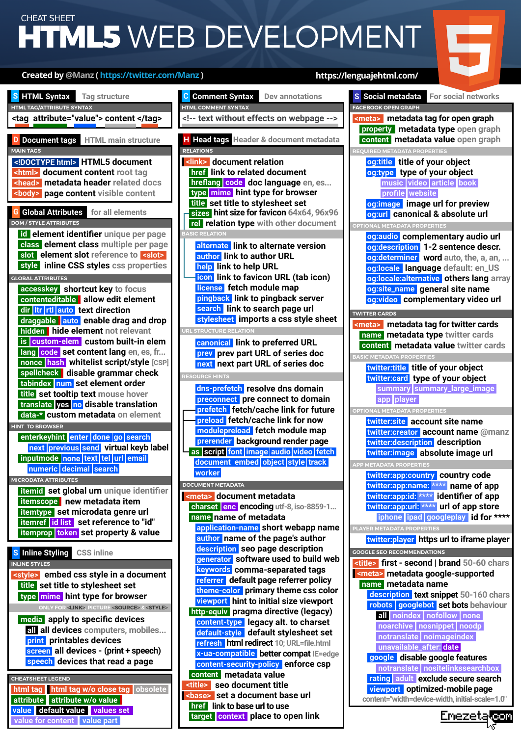CHEAT SHEET

# HTML5 WEB DEVELOPMENT

Created by @Manz ( https://twitter.com/Manz ) https://lenguajehtml.com/

## S HTML Syntax — Tag structure

**HTML TAG/ATTRIBUTE SYNTAX**

```
<tag attribute="value"> content </tag>
```

## D Document tags — HTML main structure

**MAIN TAGS**

- `<!DOCTYPE html>` HTML5 document
- `<html>` document content root tag
- `<head>` metadata header related docs
- `<body>` page content visible content

## G Global Attributes — for all elements

**DOM / STYLE ATTRIBUTES**

- `id` element identifier unique per page
- `class` element class multiple per page
- `slot` element slot reference to `<slot>`
- `style` inline CSS styles css properties

**GLOBAL ATTRIBUTES**

- `accesskey` shortcut key to focus
- `contenteditable` allow edit element
- `dir` `ltr` `rtl` `auto` text direction
- `draggable` `auto` enable drag and drop
- `hidden` hide element not relevant
- `is` `custom-elem` custom built-in elem
- `lang` `code` set content lang en, es, fr...
- `nonce` `hash` whitelist script/style [CSP]
- `spellcheck` disable grammar check
- `tabindex` `num` set element order
- `title` set tooltip text mouse hover
- `translate` `yes` `no` disable translation
- `data-*` custom metadata on element

**HINT TO BROWSER**

- `enterkeyhint` `enter` `done` `go` `search` `next` `previous` `send` virtual keyb label
- `inputmode` `none` `text` `tel` `url` `email` `numeric` `decimal` `search`

**MICRODATA ATTRIBUTES**

- `itemid` set global urn unique identifier
- `itemscope` new metadata item
- `itemtype` set microdata genre url
- `itemref` `id list` set reference to "id"
- `itemprop` `token` set property & value

## S Inline Styling — CSS inline

**INLINE STYLES**

- `<style>` embed css style in a document
  - `title` set title to stylesheet set
  - `type` `mime` hint type for browser

ONLY FOR `<LINK>`, `PICTURE` `<SOURCE>` & `<STYLE>`

- `media` apply to specific devices
  - `all` all devices computers, mobiles...
  - `print` printables devices
  - `screen` all devices - (print + speech)
  - `speech` devices that read a page

**CHEATSHEET LEGEND**

- html tag
- html tag w/o close tag
- obsolete
- attribute
- attribute w/o value
- value
- default value
- values set
- value for content
- value part

## C Comment Syntax — Dev annotations

**HTML COMMENT SYNTAX**

```
<!-- text without effects on webpage -->
```

## H Head tags — Header & document metadata

**RELATIONS**

- `<link>` document relation
  - `href` link to related document
  - `hreflang` `code` doc language en, es...
  - `type` `mime` hint type for browser
  - `title` set title to stylesheet set
  - `sizes` hint size for favicon 64x64, 96x96
  - `rel` relation type with other document

**BASIC RELATION**

- `alternate` link to alternate version
- `author` link to author URL
- `help` link to help URL
- `icon` link to favicon URL (tab icon)
- `license` fetch module map
- `pingback` link to pingback server
- `search` link to search page url
- `stylesheet` imports a css style sheet

**URL STRUCTURE RELATION**

- `canonical` link to preferred URL
- `prev` prev part URL of series doc
- `next` next part URL of series doc

**RESOURCE HINTS**

- `dns-prefetch` resolve dns domain
- `preconnect` pre connect to domain
- `prefetch` fetch/cache link for future
- `preload` fetch/cache link for now
- `modulepreload` fetch module map
- `prerender` background render page
- `as` `script` `font` `image` `audio` `video` `fetch` `document` `embed` `object` `style` `track` `worker`

**DOCUMENT METADATA**

- `<meta>` document metadata
  - `charset` `enc` encoding utf-8, iso-8859-1...
  - `name` name of metadata
    - `application-name` short webapp name
    - `author` name of the page's author
    - `description` seo page description
    - `generator` software used to build web
    - `keywords` comma-separated tags
    - `referrer` default page referrer policy
    - `theme-color` primary theme css color
    - `viewport` hint to initial size viewport
  - `http-equiv` pragma directive (legacy)
    - `content-type` legacy alt. to charset
    - `default-style` default stylesheet set
    - `refresh` html redirect 10; URL=file.html
    - `x-ua-compatible` better compat IE=edge
    - `content-security-policy` enforce csp
  - `content` metadata value
- `<title>` seo document title
- `<base>` set a document base url
  - `href` link to base url to use
  - `target` `context` place to open link

## S Social metadata — For social networks

**FACEBOOK OPEN GRAPH**

- `<meta>` metadata tag for open graph
  - `property` metadata type open graph
  - `content` metadata value open graph

**REQUIRED METADATA PROPERTIES**

- `og:title` title of your object
- `og:type` type of your object
  - `music` `video` `article` `book` `profile` `website`
- `og:image` image url for preview
- `og:url` canonical & absolute url

**OPTIONAL METADATA PROPERTIES**

- `og:audio` complementary audio url
- `og:description` 1-2 sentence descr.
- `og:determiner` word auto, the, a, an, ...
- `og:locale` language default: en_US
- `og:locale:alternative` others lang array
- `og:site_name` general site name
- `og:video` complementary video url

**TWITTER CARDS**

- `<meta>` metadata tag for twitter cards
  - `name` metadata type twitter cards
  - `content` metadata value twitter cards

**BASIC METADATA PROPERTIES**

- `twitter:title` title of your object
- `twitter:card` type of your object
  - `summary` `summary_large_image` `app` `player`

**OPTIONAL METADATA PROPERTIES**

- `twitter:site` account site name
- `twitter:creator` account name @manz
- `twitter:description` description
- `twitter:image` absolute image url

**APP METADATA PROPERTIES**

- `twitter:app:country` country code
- `twitter:app:name: ****` name of app
- `twitter:app:id: ****` identifier of app
- `twitter:app:url: ****` url of app store
  - `iphone` `ipad` `googleplay` id for ****

**PLAYER METADATA PROPERTIES**

- `twitter:player` https url to iframe player

**GOOGLE SEO RECOMMENDATIONS**

- `<title>` first - second | brand 50-60 chars
- `<meta>` metadata google-supported
  - `name` metadata name
    - `description` text snippet 50-160 chars
    - `robots` `googlebot` set bots behaviour
      - `all` `noindex` `nofollow` `none` `noarchive` `nosnippet` `noodp` `notranslate` `noimageindex` `unavailable_after: date`
    - `google` disable google features
      - `notranslate` `nositelinkssearchbox`
    - `rating` `adult` exclude secure search
    - `viewport` optimized-mobile page

content="width=device-width, initial-scale=1.0"

Emezeta.com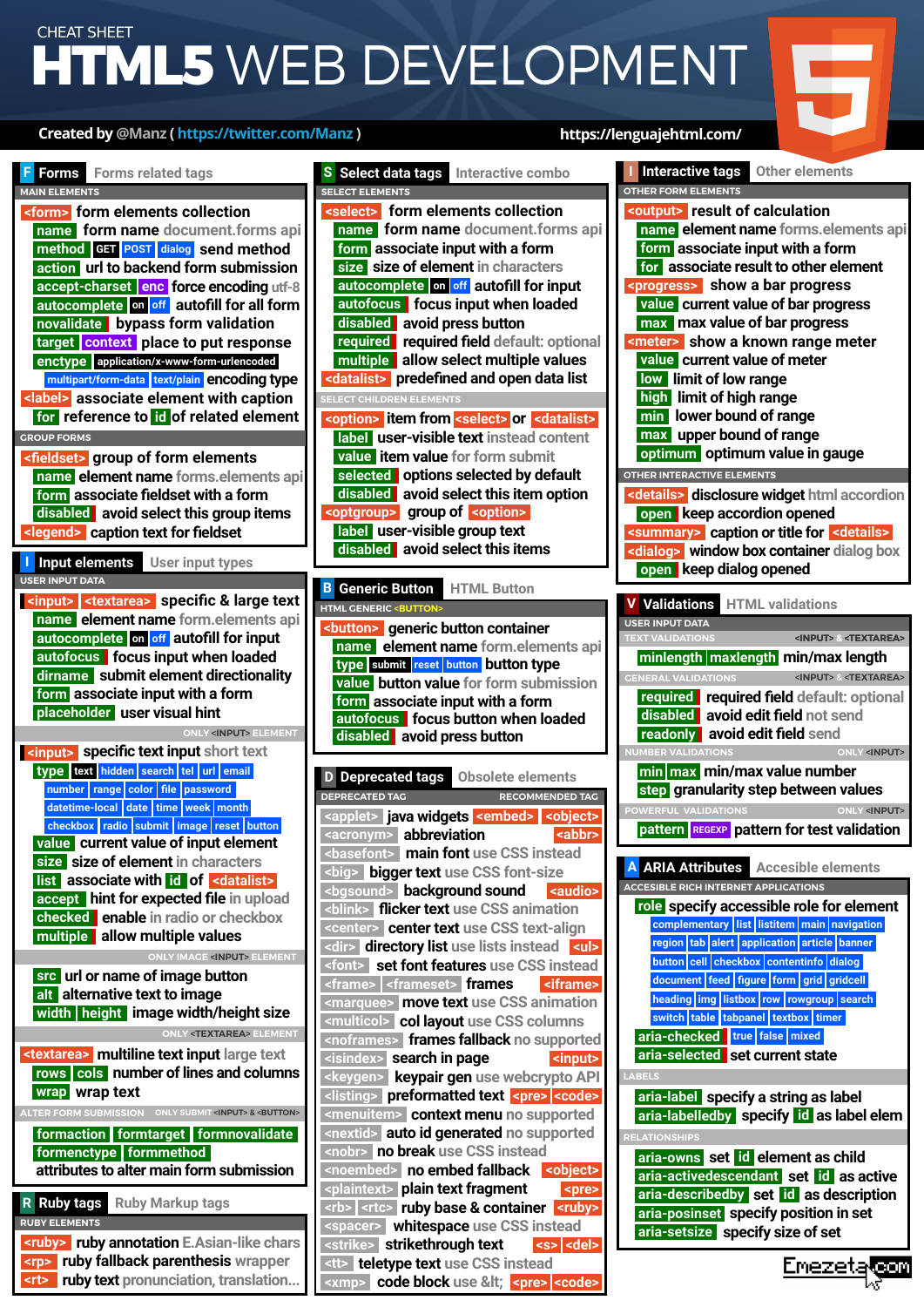CHEAT SHEET

# HTML5 WEB DEVELOPMENT

Created by @Manz ( https://twitter.com/Manz ) https://lenguajehtml.com/

## F Forms — Forms related tags

**MAIN ELEMENTS**

- `<form>` form elements collection
  - `name` form name document.forms api
  - `method` `GET` `POST` `dialog` send method
  - `action` url to backend form submission
  - `accept-charset` `enc` force encoding utf-8
  - `autocomplete` `on` `off` autofill for all form
  - `novalidate` bypass form validation
  - `target` `context` place to put response
  - `enctype` `application/x-www-form-urlencoded` `multipart/form-data` `text/plain` encoding type
- `<label>` associate element with caption
  - `for` reference to `id` of related element

**GROUP FORMS**

- `<fieldset>` group of form elements
  - `name` element name forms.elements api
  - `form` associate fieldset with a form
  - `disabled` avoid select this group items
- `<legend>` caption text for fieldset

## I Input elements — User input types

**USER INPUT DATA**

- `<input>` `<textarea>` specific & large text
  - `name` element name form.elements api
  - `autocomplete` `on` `off` autofill for input
  - `autofocus` focus input when loaded
  - `dirname` submit element directionality
  - `form` associate input with a form
  - `placeholder` user visual hint

**ONLY `<INPUT>` ELEMENT**

- `<input>` specific text input short text
  - `type` `text` `hidden` `search` `tel` `url` `email` `number` `range` `color` `file` `password` `datetime-local` `date` `time` `week` `month` `checkbox` `radio` `submit` `image` `reset` `button`
  - `value` current value of input element
  - `size` size of element in characters
  - `list` associate with `id` of `<datalist>`
  - `accept` hint for expected file in upload
  - `checked` enable in radio or checkbox
  - `multiple` allow multiple values

**ONLY IMAGE `<INPUT>` ELEMENT**

- `src` url or name of image button
- `alt` alternative text to image
- `width` `height` image width/height size

**ONLY `<TEXTAREA>` ELEMENT**

- `<textarea>` multiline text input large text
  - `rows` `cols` number of lines and columns
  - `wrap` wrap text

**ALTER FORM SUBMISSION** — ONLY SUBMIT `<INPUT>` & `<BUTTON>`

- `formaction` `formtarget` `formnovalidate` `formenctype` `formmethod` attributes to alter main form submission

## R Ruby tags — Ruby Markup tags

**RUBY ELEMENTS**

- `<ruby>` ruby annotation E.Asian-like chars
- `<rp>` ruby fallback parenthesis wrapper
- `<rt>` ruby text pronunciation, translation...

## S Select data tags — Interactive combo

**SELECT ELEMENTS**

- `<select>` form elements collection
  - `name` form name document.forms api
  - `form` associate input with a form
  - `size` size of element in characters
  - `autocomplete` `on` `off` autofill for input
  - `autofocus` focus input when loaded
  - `disabled` avoid press button
  - `required` required field default: optional
  - `multiple` allow select multiple values
- `<datalist>` predefined and open data list

**SELECT CHILDREN ELEMENTS**

- `<option>` item from `<select>` or `<datalist>`
  - `label` user-visible text instead content
  - `value` item value for form submit
  - `selected` options selected by default
  - `disabled` avoid select this item option
- `<optgroup>` group of `<option>`
  - `label` user-visible group text
  - `disabled` avoid select this items

## B Generic Button — HTML Button

**HTML GENERIC `<BUTTON>`**

- `<button>` generic button container
  - `name` element name form.elements api
  - `type` `submit` `reset` `button` button type
  - `value` button value for form submission
  - `form` associate input with a form
  - `autofocus` focus button when loaded
  - `disabled` avoid press button

## D Deprecated tags — Obsolete elements

| DEPRECATED TAG | | RECOMMENDED TAG |
|---|---|---|
| `<applet>` | java widgets | `<embed>` `<object>` |
| `<acronym>` | abbreviation | `<abbr>` |
| `<basefont>` | main font use CSS instead | |
| `<big>` | bigger text use CSS font-size | |
| `<bgsound>` | background sound | `<audio>` |
| `<blink>` | flicker text use CSS animation | |
| `<center>` | center text use CSS text-align | |
| `<dir>` | directory list use lists instead | `<ul>` |
| `<font>` | set font features use CSS instead | |
| `<frame>` `<frameset>` | frames | `<iframe>` |
| `<marquee>` | move text use CSS animation | |
| `<multicol>` | col layout use CSS columns | |
| `<noframes>` | frames fallback no supported | |
| `<isindex>` | search in page | `<input>` |
| `<keygen>` | keypair gen use webcrypto API | |
| `<listing>` | preformatted text | `<pre>` `<code>` |
| `<menuitem>` | context menu no supported | |
| `<nextid>` | auto id generated no supported | |
| `<nobr>` | no break use CSS instead | |
| `<noembed>` | no embed fallback | `<object>` |
| `<plaintext>` | plain text fragment | `<pre>` |
| `<rb>` `<rtc>` | ruby base & container | `<ruby>` |
| `<spacer>` | whitespace use CSS instead | |
| `<strike>` | strikethrough text | `<s>` `<del>` |
| `<tt>` | teletype text use CSS instead | |
| `<xmp>` | code block use &lt; | `<pre>` `<code>` |

## I Interactive tags — Other elements

**OTHER FORM ELEMENTS**

- `<output>` result of calculation
  - `name` element name forms.elements api
  - `form` associate input with a form
  - `for` associate result to other element
- `<progress>` show a bar progress
  - `value` current value of bar progress
  - `max` max value of bar progress
- `<meter>` show a known range meter
  - `value` current value of meter
  - `low` limit of low range
  - `high` limit of high range
  - `min` lower bound of range
  - `max` upper bound of range
  - `optimum` optimum value in gauge

**OTHER INTERACTIVE ELEMENTS**

- `<details>` disclosure widget html accordion
  - `open` keep accordion opened
- `<summary>` caption or title for `<details>`
- `<dialog>` window box container dialog box
  - `open` keep dialog opened

## V Validations — HTML validations

**USER INPUT DATA**

**TEXT VALIDATIONS** — `<INPUT>` & `<TEXTAREA>`

- `minlength` `maxlength` min/max length

**GENERAL VALIDATIONS** — `<INPUT>` & `<TEXTAREA>`

- `required` required field default: optional
- `disabled` avoid edit field not send
- `readonly` avoid edit field send

**NUMBER VALIDATIONS** — ONLY `<INPUT>`

- `min` `max` min/max value number
- `step` granularity step between values

**POWERFUL VALIDATIONS** — ONLY `<INPUT>`

- `pattern` `REGEXP` pattern for text validation

## A ARIA Attributes — Accesible elements

**ACCESSIBLE RICH INTERNET APPLICATIONS**

- `role` specify accessible role for element
  - `complementary` `list` `listitem` `main` `navigation` `region` `tab` `alert` `application` `article` `banner` `button` `cell` `checkbox` `contentinfo` `dialog` `document` `feed` `figure` `form` `grid` `gridcell` `heading` `img` `listbox` `row` `rowgroup` `search` `switch` `table` `tabpanel` `textbox` `timer`
- `aria-checked` `true` `false` `mixed`
- `aria-selected` set current state

**LABELS**

- `aria-label` specify a string as label
- `aria-labelledby` specify `id` as label elem

**RELATIONSHIPS**

- `aria-owns` set `id` element as child
- `aria-activedescendant` set `id` as active
- `aria-describedby` set `id` as description
- `aria-posinset` specify position in set
- `aria-setsize` specify size of set

Emezeta.com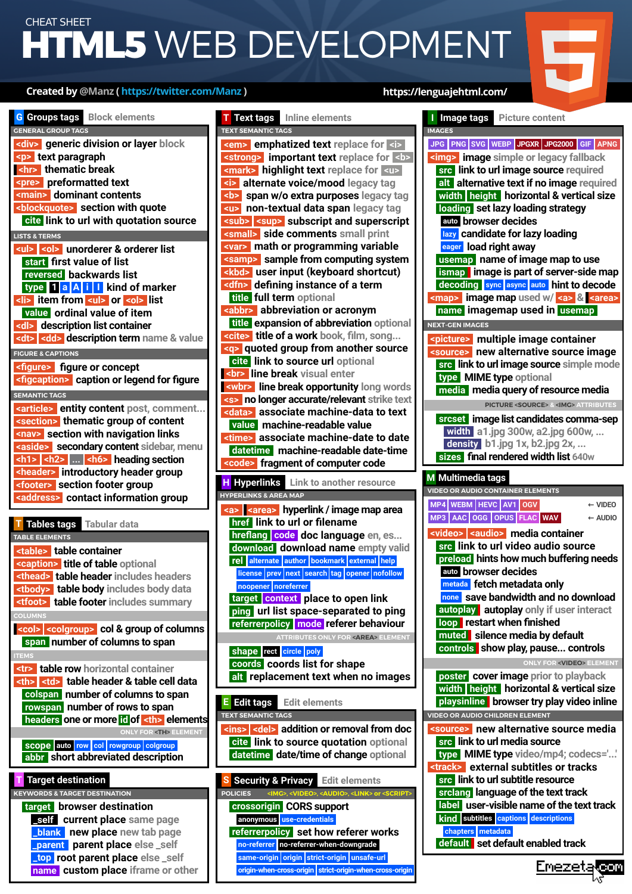CHEAT SHEET

# HTML5 WEB DEVELOPMENT

Created by @Manz ( https://twitter.com/Manz ) https://lenguajehtml.com/

## G Groups tags — Block elements

### GENERAL GROUP TAGS

- `<div>` generic division or layer block
- `<p>` text paragraph
- `<hr>` thematic break
- `<pre>` preformatted text
- `<main>` dominant contents
- `<blockquote>` section with quote
  - `cite` link to url with quotation source

### LISTS & TERMS

- `<ul>` `<ol>` unorderer & orderer list
  - `start` first value of list
  - `reversed` backwards list
  - `type` 1 a A i I kind of marker
- `<li>` item from `<ul>` or `<ol>` list
  - `value` ordinal value of item
- `<dl>` description list container
- `<dt>` `<dd>` description term name & value

### FIGURE & CAPTIONS

- `<figure>` figure or concept
- `<figcaption>` caption or legend for figure

### SEMANTIC TAGS

- `<article>` entity content post, comment...
- `<section>` thematic group of content
- `<nav>` section with navigation links
- `<aside>` secondary content sidebar, menu
- `<h1>` `<h2>` ... `<h6>` heading section
- `<header>` introductory header group
- `<footer>` section footer group
- `<address>` contact information group

## T Tables tags — Tabular data

### TABLE ELEMENTS

- `<table>` table container
- `<caption>` title of table optional
- `<thead>` table header includes headers
- `<tbody>` table body includes body data
- `<tfoot>` table footer includes summary

### COLUMNS

- `<col>` `<colgroup>` col & group of columns
  - `span` number of columns to span

### ITEMS

- `<tr>` table row horizontal container
- `<th>` `<td>` table header & table cell data
  - `colspan` number of columns to span
  - `rowspan` number of rows to span
  - `headers` one or more `id` of `<th>` elements

ONLY FOR `<TH>` ELEMENT

- `scope` auto row col rowgroup colgroup
- `abbr` short abbreviated description

## T Target destination

### KEYWORDS & TARGET DESTINATION

- `target` browser destination
  - `_self` current place same page
  - `_blank` new place new tab page
  - `_parent` parent place else _self
  - `_top` root parent place else _self
  - `name` custom place iframe or other

## T Text tags — Inline elements

### TEXT SEMANTIC TAGS

- `<em>` emphatized text replace for `<i>`
- `<strong>` important text replace for `<b>`
- `<mark>` highlight text replace for `<u>`
- `<i>` alternate voice/mood legacy tag
- `<b>` span w/o extra purposes legacy tag
- `<u>` non-textual data span legacy tag
- `<sub>` `<sup>` subscript and superscript
- `<small>` side comments small print
- `<var>` math or programming variable
- `<samp>` sample from computing system
- `<kbd>` user input (keyboard shortcut)
- `<dfn>` defining instance of a term
  - `title` full term optional
- `<abbr>` abbreviation or acronym
  - `title` expansion of abbreviation optional
- `<cite>` title of a work book, film, song...
- `<q>` quoted group from another source
  - `cite` link to source url optional
- `<br>` line break visual enter
- `<wbr>` line break opportunity long words
- `<s>` no longer accurate/relevant strike text
- `<data>` associate machine-data to text
  - `value` machine-readable value
- `<time>` associate machine-data to date
  - `datetime` machine-readable date-time
- `<code>` fragment of computer code

## H Hyperlinks — Link to another resource

### HYPERLINKS & AREA MAP

- `<a>` `<area>` hyperlink / image map area
  - `href` link to url or filename
  - `hreflang` `code` doc language en, es...
  - `download` download name empty valid
  - `rel` alternate author bookmark external help license prev next search tag opener nofollow noopener noreferrer
  - `target` `context` place to open link
  - `ping` url list space-separated to ping
  - `referrerpolicy` `mode` referer behaviour

ATTRIBUTES ONLY FOR `<AREA>` ELEMENT

- `shape` rect circle poly
- `coords` coords list for shape
- `alt` replacement text when no images

## E Edit tags — Edit elements

### TEXT SEMANTIC TAGS

- `<ins>` `<del>` addition or removal from doc
  - `cite` link to source quotation optional
  - `datetime` date/time of change optional

## S Security & Privacy — Edit elements

### POLICIES `<IMG>`, `<VIDEO>`, `<AUDIO>`, `<LINK>` or `<SCRIPT>`

- `crossorigin` CORS support
  - anonymous use-credentials
- `referrerpolicy` set how referer works
  - no-referrer no-referrer-when-downgrade same-origin origin strict-origin unsafe-url origin-when-cross-origin strict-origin-when-cross-origin

## I Image tags — Picture content

### IMAGES

JPG PNG SVG WEBP JPGXR JPG2000 GIF APNG

- `<img>` image simple or legacy fallback
  - `src` link to url image source required
  - `alt` alternative text if no image required
  - `width` `height` horizontal & vertical size
  - `loading` set lazy loading strategy
    - auto browser decides
    - lazy candidate for lazy loading
    - eager load right away
  - `usemap` name of image map to use
  - `ismap` image is part of server-side map
  - `decoding` sync async auto hint to decode
- `<map>` image map used w/ `<a>` & `<area>`
  - `name` imagemap used in `usemap`

### NEXT-GEN IMAGES

- `<picture>` multiple image container
- `<source>` new alternative source image
  - `src` link to url image source simple mode
  - `type` MIME type optional
  - `media` media query of resource media

PICTURE `<SOURCE>` & `<IMG>` ATTRIBUTES

- `srcset` image list candidates comma-sep
  - `width` a1.jpg 300w, a2.jpg 600w, ...
  - `density` b1.jpg 1x, b2.jpg 2x, ...
- `sizes` final rendered width list 640w

## M Multimedia tags

### VIDEO OR AUDIO CONTAINER ELEMENTS

MP4 WEBM HEVC AV1 OGV ← VIDEO

MP3 AAC OGG OPUS FLAC WAV ← AUDIO

- `<video>` `<audio>` media container
  - `src` link to url video audio source
  - `preload` hints how much buffering needs
    - auto browser decides
    - metadata fetch metadata only
    - none save bandwidth and no download
  - `autoplay` autoplay only if user interact
  - `loop` restart when finished
  - `muted` silence media by default
  - `controls` show play, pause... controls

ONLY FOR `<VIDEO>` ELEMENT

- `poster` cover image prior to playback
- `width` `height` horizontal & vertical size
- `playsinline` browser try play video inline

### VIDEO OR AUDIO CHILDREN ELEMENT

- `<source>` new alternative source media
  - `src` link to url media source
  - `type` MIME type video/mp4; codecs='...'
- `<track>` external subtitles or tracks
  - `src` link to url subtitle resource
  - `srclang` language of the text track
  - `label` user-visible name of the text track
  - `kind` subtitles captions descriptions chapters metadata
  - `default` set default enabled track

Emezeta.com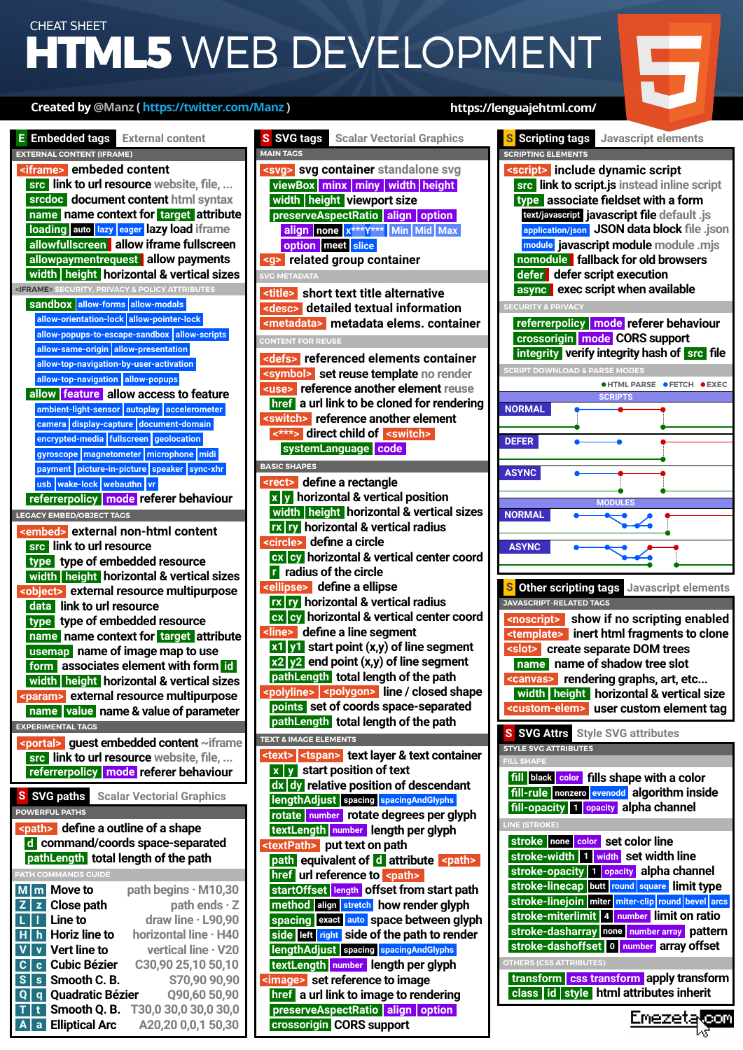CHEAT SHEET

# HTML5 WEB DEVELOPMENT

Created by @Manz ( https://twitter.com/Manz ) https://lenguajehtml.com/

## E Embedded tags — External content

### EXTERNAL CONTENT (IFRAME)

- `<iframe>` embeded content
  - `src` link to url resource website, file, ...
  - `srcdoc` document content html syntax
  - `name` name context for `target` attribute
  - `loading` `auto` `lazy` `eager` lazy load iframe
  - `allowfullscreen` allow iframe fullscreen
  - `allowpaymentrequest` allow payments
  - `width` `height` horizontal & vertical sizes

### <IFRAME> SECURITY, PRIVACY & POLICY ATTRIBUTES

- `sandbox` `allow-forms` `allow-modals` `allow-orientation-lock` `allow-pointer-lock` `allow-popups-to-escape-sandbox` `allow-scripts` `allow-same-origin` `allow-presentation` `allow-top-navigation-by-user-activation` `allow-top-navigation` `allow-popups`
- `allow` `feature` allow access to feature
  - `ambient-light-sensor` `autoplay` `accelerometer` `camera` `display-capture` `document-domain` `encrypted-media` `fullscreen` `geolocation` `gyroscope` `magnetometer` `microphone` `midi` `payment` `picture-in-picture` `speaker` `sync-xhr` `usb` `wake-lock` `webauthn` `vr`
- `referrerpolicy` `mode` referer behaviour

### LEGACY EMBED/OBJECT TAGS

- `<embed>` external non-html content
  - `src` link to url resource
  - `type` type of embedded resource
  - `width` `height` horizontal & vertical sizes
- `<object>` external resource multipurpose
  - `data` link to url resource
  - `type` type of embedded resource
  - `name` name context for `target` attribute
  - `usemap` name of image map to use
  - `form` associates element with form `id`
  - `width` `height` horizontal & vertical sizes
- `<param>` external resource multipurpose
  - `name` `value` name & value of parameter

### EXPERIMENTAL TAGS

- `<portal>` guest embedded content ~iframe
  - `src` link to url resource website, file, ...
  - `referrerpolicy` `mode` referer behaviour

## S SVG paths — Scalar Vectorial Graphics

### POWERFUL PATHS

- `<path>` define a outline of a shape
  - `d` command/coords space-separated
  - `pathLength` total length of the path

### PATH COMMANDS GUIDE

| | | |
|---|---|---|
| M m | Move to | path begins · M10,30 |
| Z z | Close path | path ends · Z |
| L l | Line to | draw line · L90,90 |
| H h | Horiz line to | horizontal line · H40 |
| V v | Vert line to | vertical line · V20 |
| C c | Cubic Bézier | C30,90 25,10 50,10 |
| S s | Smooth C. B. | S70,90 90,90 |
| Q q | Quadratic Bézier | Q90,60 50,90 |
| T t | Smooth Q. B. | T30,0 30,0 30,0 30,0 |
| A a | Elliptical Arc | A20,20 0,0,1 50,30 |

## S SVG tags — Scalar Vectorial Graphics

### MAIN TAGS

- `<svg>` svg container standalone svg
  - `viewBox` `minx` `miny` `width` `height`
  - `width` `height` viewport size
  - `preserveAspectRatio` `align` `option`
    - `align` `none` `x***Y***` `Min` `Mid` `Max`
    - `option` `meet` `slice`
- `<g>` related group container

### SVG METADATA

- `<title>` short text title alternative
- `<desc>` detailed textual information
- `<metadata>` metadata elems. container

### CONTENT FOR REUSE

- `<defs>` referenced elements container
- `<symbol>` set reuse template no render
- `<use>` reference another element reuse
  - `href` a url link to be cloned for rendering
- `<switch>` reference another element
  - `<***>` direct child of `<switch>`
    - `systemLanguage` `code`

### BASIC SHAPES

- `<rect>` define a rectangle
  - `x` `y` horizontal & vertical position
  - `width` `height` horizontal & vertical sizes
  - `rx` `ry` horizontal & vertical radius
- `<circle>` define a circle
  - `cx` `cy` horizontal & vertical center coord
  - `r` radius of the circle
- `<ellipse>` define a ellipse
  - `rx` `ry` horizontal & vertical radius
  - `cx` `cy` horizontal & vertical center coord
- `<line>` define a line segment
  - `x1` `y1` start point (x,y) of line segment
  - `x2` `y2` end point (x,y) of line segment
  - `pathLength` total length of the path
- `<polyline>` `<polygon>` line / closed shape
  - `points` set of coords space-separated
  - `pathLength` total length of the path

### TEXT & IMAGE ELEMENTS

- `<text>` `<tspan>` text layer & text container
  - `x` `y` start position of text
  - `dx` `dy` relative position of descendant
  - `lengthAdjust` `spacing` `spacingAndGlyphs` how render glyph
  - `rotate` `number` rotate degrees per glyph
  - `textLength` `number` length per glyph
- `<textPath>` put text on path
  - `path` equivalent of `d` attribute `<path>`
  - `href` url reference to `<path>`
  - `startOffset` `length` offset from start path
  - `method` `align` `stretch` how render glyph
  - `spacing` `exact` `auto` space between glyph
  - `side` `left` `right` side of the path to render
  - `lengthAdjust` `spacing` `spacingAndGlyphs`
  - `textLength` `number` length per glyph
- `<image>` set reference to image
  - `href` a url link to image to rendering
  - `preserveAspectRatio` `align` `option`
  - `crossorigin` CORS support

## S Scripting tags — Javascript elements

### SCRIPTING ELEMENTS

- `<script>` include dynamic script
  - `src` link to script.js instead inline script
  - `type` associate fieldset with a form
    - `text/javascript` javascript file default .js
    - `application/json` JSON data block file .json
    - `module` javascript module module .mjs
  - `nomodule` fallback for old browsers
  - `defer` defer script execution
  - `async` exec script when available

### SECURITY & PRIVACY

- `referrerpolicy` `mode` referer behaviour
- `crossorigin` `mode` CORS support
- `integrity` verify integrity hash of `src` file

### SCRIPT DOWNLOAD & PARSE MODES

● HTML PARSE ● FETCH ● EXEC

SCRIPTS: NORMAL, DEFER, ASYNC

MODULES: NORMAL, ASYNC

## S Other scripting tags — Javascript elements

### JAVASCRIPT-RELATED TAGS

- `<noscript>` show if no scripting enabled
- `<template>` inert html fragments to clone
- `<slot>` create separate DOM trees
  - `name` name of shadow tree slot
- `<canvas>` rendering graphs, art, etc...
  - `width` `height` horizontal & vertical size
- `<custom-elem>` user custom element tag

## S SVG Attrs — Style SVG attributes

### STYLE SVG ATTRIBUTES

#### FILL SHAPE

- `fill` `black` `color` fills shape with a color
- `fill-rule` `nonzero` `evenodd` algorithm inside
- `fill-opacity` `1` `opacity` alpha channel

#### LINE (STROKE)

- `stroke` `none` `color` set color line
- `stroke-width` `1` `width` set width line
- `stroke-opacity` `1` `opacity` alpha channel
- `stroke-linecap` `butt` `round` `square` limit type
- `stroke-linejoin` `miter` `miter-clip` `round` `bevel` `arcs`
- `stroke-miterlimit` `4` `number` limit on ratio
- `stroke-dasharray` `none` `number array` pattern
- `stroke-dashoffset` `0` `number` array offset

#### OTHERS (CSS ATTRIBUTES)

- `transform` `css transform` apply transform
- `class` `id` `style` html attributes inherit

Emezeta.com